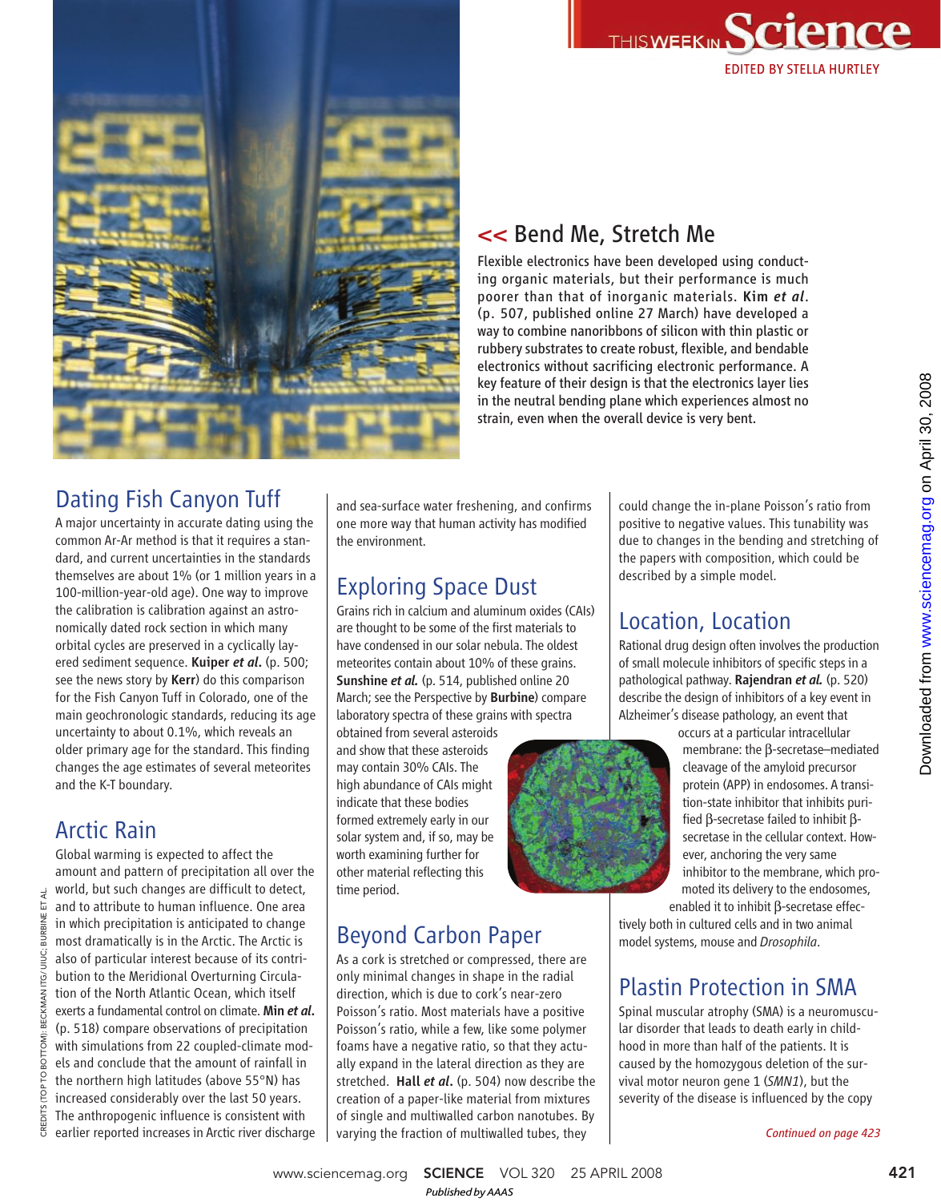# This Week in Science

EDITED BY STELLA HURTLEY

## << Bend Me, Stretch Me

Flexible electronics have been developed using conducting organic materials, but their performance is much poorer than that of inorganic materials. **Kim *et al*.** (p. 507, published online 27 March) have developed a way to combine nanoribbons of silicon with thin plastic or rubbery substrates to create robust, flexible, and bendable electronics without sacrificing electronic performance. A key feature of their design is that the electronics layer lies in the neutral bending plane which experiences almost no strain, even when the overall device is very bent.

## Dating Fish Canyon Tuff

A major uncertainty in accurate dating using the common Ar-Ar method is that it requires a standard, and current uncertainties in the standards themselves are about 1% (or 1 million years in a 100-million-year-old age). One way to improve the calibration is calibration against an astronomically dated rock section in which many orbital cycles are preserved in a cyclically layered sediment sequence. **Kuiper *et al.*** (p. 500; see the news story by **Kerr**) do this comparison for the Fish Canyon Tuff in Colorado, one of the main geochronologic standards, reducing its age uncertainty to about 0.1%, which reveals an older primary age for the standard. This finding changes the age estimates of several meteorites and the K-T boundary.

## Arctic Rain

Global warming is expected to affect the amount and pattern of precipitation all over the world, but such changes are difficult to detect, and to attribute to human influence. One area in which precipitation is anticipated to change most dramatically is in the Arctic. The Arctic is also of particular interest because of its contribution to the Meridional Overturning Circulation of the North Atlantic Ocean, which itself exerts a fundamental control on climate. **Min *et al.*** (p. 518) compare observations of precipitation with simulations from 22 coupled-climate models and conclude that the amount of rainfall in the northern high latitudes (above 55°N) has increased considerably over the last 50 years. The anthropogenic influence is consistent with earlier reported increases in Arctic river discharge and sea-surface water freshening, and confirms one more way that human activity has modified the environment.

## Exploring Space Dust

Grains rich in calcium and aluminum oxides (CAIs) are thought to be some of the first materials to have condensed in our solar nebula. The oldest meteorites contain about 10% of these grains. **Sunshine *et al.*** (p. 514, published online 20 March; see the Perspective by **Burbine**) compare laboratory spectra of these grains with spectra obtained from several asteroids and show that these asteroids may contain 30% CAIs. The high abundance of CAIs might indicate that these bodies formed extremely early in our solar system and, if so, may be worth examining further for other material reflecting this time period.

## Beyond Carbon Paper

As a cork is stretched or compressed, there are only minimal changes in shape in the radial direction, which is due to cork's near-zero Poisson's ratio. Most materials have a positive Poisson's ratio, while a few, like some polymer foams have a negative ratio, so that they actually expand in the lateral direction as they are stretched. **Hall *et al.*** (p. 504) now describe the creation of a paper-like material from mixtures of single and multiwalled carbon nanotubes. By varying the fraction of multiwalled tubes, they could change the in-plane Poisson's ratio from positive to negative values. This tunability was due to changes in the bending and stretching of the papers with composition, which could be described by a simple model.

## Location, Location

Rational drug design often involves the production of small molecule inhibitors of specific steps in a pathological pathway. **Rajendran *et al.*** (p. 520) describe the design of inhibitors of a key event in Alzheimer's disease pathology, an event that occurs at a particular intracellular membrane: the β-secretase–mediated cleavage of the amyloid precursor protein (APP) in endosomes. A transition-state inhibitor that inhibits purified β-secretase failed to inhibit β-secretase in the cellular context. However, anchoring the very same inhibitor to the membrane, which promoted its delivery to the endosomes, enabled it to inhibit β-secretase effectively both in cultured cells and in two animal model systems, mouse and *Drosophila*.

## Plastin Protection in SMA

Spinal muscular atrophy (SMA) is a neuromuscular disorder that leads to death early in childhood in more than half of the patients. It is caused by the homozygous deletion of the survival motor neuron gene 1 (*SMN1*), but the severity of the disease is influenced by the copy

*Continued on page 423*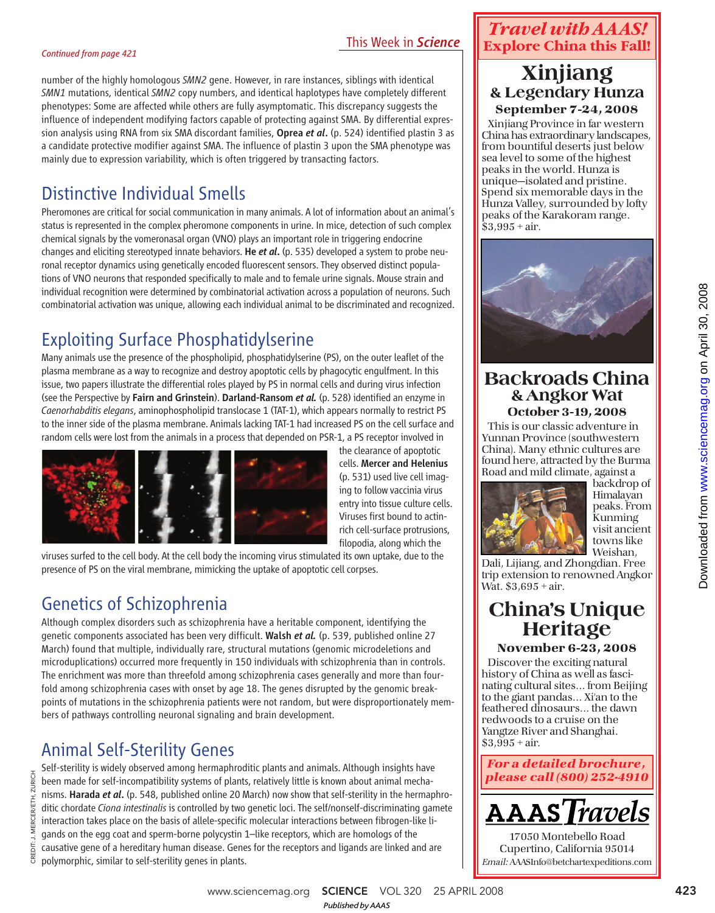*Continued from page 421*

number of the highly homologous *SMN2* gene. However, in rare instances, siblings with identical *SMN1* mutations, identical *SMN2* copy numbers, and identical haplotypes have completely different phenotypes: Some are affected while others are fully asymptomatic. This discrepancy suggests the influence of independent modifying factors capable of protecting against SMA. By differential expression analysis using RNA from six SMA discordant families, **Oprea *et al*.** (p. 524) identified plastin 3 as a candidate protective modifier against SMA. The influence of plastin 3 upon the SMA phenotype was mainly due to expression variability, which is often triggered by transacting factors.

## Distinctive Individual Smells

Pheromones are critical for social communication in many animals. A lot of information about an animal's status is represented in the complex pheromone components in urine. In mice, detection of such complex chemical signals by the vomeronasal organ (VNO) plays an important role in triggering endocrine changes and eliciting stereotyped innate behaviors. **He *et al*.** (p. 535) developed a system to probe neuronal receptor dynamics using genetically encoded fluorescent sensors. They observed distinct populations of VNO neurons that responded specifically to male and to female urine signals. Mouse strain and individual recognition were determined by combinatorial activation across a population of neurons. Such combinatorial activation was unique, allowing each individual animal to be discriminated and recognized.

## Exploiting Surface Phosphatidylserine

Many animals use the presence of the phospholipid, phosphatidylserine (PS), on the outer leaflet of the plasma membrane as a way to recognize and destroy apoptotic cells by phagocytic engulfment. In this issue, two papers illustrate the differential roles played by PS in normal cells and during virus infection (see the Perspective by **Fairn and Grinstein**). **Darland-Ransom *et al.*** (p. 528) identified an enzyme in *Caenorhabditis elegans*, aminophospholipid translocase 1 (TAT-1), which appears normally to restrict PS to the inner side of the plasma membrane. Animals lacking TAT-1 had increased PS on the cell surface and random cells were lost from the animals in a process that depended on PSR-1, a PS receptor involved in the clearance of apoptotic cells. **Mercer and Helenius** (p. 531) used live cell imaging to follow vaccinia virus entry into tissue culture cells. Viruses first bound to actin-rich cell-surface protrusions, filopodia, along which the viruses surfed to the cell body. At the cell body the incoming virus stimulated its own uptake, due to the presence of PS on the viral membrane, mimicking the uptake of apoptotic cell corpses.

CREDIT: J. MERCER/ETH, ZURICH

## Genetics of Schizophrenia

Although complex disorders such as schizophrenia have a heritable component, identifying the genetic components associated has been very difficult. **Walsh *et al.*** (p. 539, published online 27 March) found that multiple, individually rare, structural mutations (genomic microdeletions and microduplications) occurred more frequently in 150 individuals with schizophrenia than in controls. The enrichment was more than threefold among schizophrenia cases generally and more than fourfold among schizophrenia cases with onset by age 18. The genes disrupted by the genomic breakpoints of mutations in the schizophrenia patients were not random, but were disproportionately members of pathways controlling neuronal signaling and brain development.

## Animal Self-Sterility Genes

Self-sterility is widely observed among hermaphroditic plants and animals. Although insights have been made for self-incompatibility systems of plants, relatively little is known about animal mechanisms. **Harada *et al*.** (p. 548, published online 20 March) now show that self-sterility in the hermaphroditic chordate *Ciona intestinalis* is controlled by two genetic loci. The self/nonself-discriminating gamete interaction takes place on the basis of allele-specific molecular interactions between fibrogen-like ligands on the egg coat and sperm-borne polycystin 1–like receptors, which are homologs of the causative gene of a hereditary human disease. Genes for the receptors and ligands are linked and are polymorphic, similar to self-sterility genes in plants.

***Travel with AAAS!* Explore China this Fall!**

## Xinjiang & Legendary Hunza

**September 7-24, 2008**

Xinjiang Province in far western China has extraordinary landscapes, from bountiful deserts just below sea level to some of the highest peaks in the world. Hunza is unique—isolated and pristine. Spend six memorable days in the Hunza Valley, surrounded by lofty peaks of the Karakoram range. $3,995 + air.

## Backroads China & Angkor Wat

**October 3-19, 2008**

This is our classic adventure in Yunnan Province (southwestern China). Many ethnic cultures are found here, attracted by the Burma Road and mild climate, against a backdrop of Himalayan peaks. From Kunming visit ancient towns like Weishan, Dali, Lijiang, and Zhongdian. Free trip extension to renowned Angkor Wat. $3,695 + air.

## China's Unique Heritage

**November 6-23, 2008**

Discover the exciting natural history of China as well as fascinating cultural sites... from Beijing to the giant pandas... Xi'an to the feathered dinosaurs... the dawn redwoods to a cruise on the Yangtze River and Shanghai. $3,995 + air.

***For a detailed brochure, please call (800) 252-4910***

**AAAS *Travels***

17050 Montebello Road
Cupertino, California 95014
*Email:* AAASInfo@betchartexpeditions.com